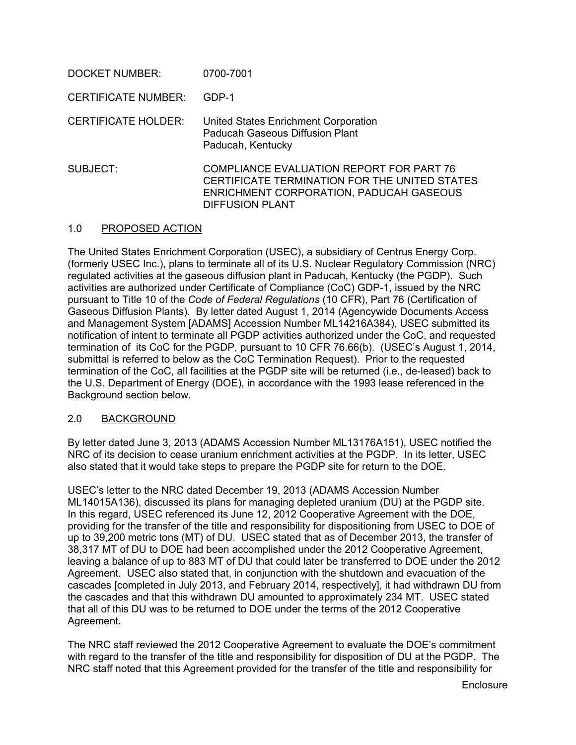DOCKET NUMBER: 0700-7001

CERTIFICATE NUMBER: GDP-1

CERTIFICATE HOLDER: United States Enrichment Corporation
Paducah Gaseous Diffusion Plant
Paducah, Kentucky

SUBJECT: COMPLIANCE EVALUATION REPORT FOR PART 76 CERTIFICATE TERMINATION FOR THE UNITED STATES ENRICHMENT CORPORATION, PADUCAH GASEOUS DIFFUSION PLANT

## 1.0 PROPOSED ACTION

The United States Enrichment Corporation (USEC), a subsidiary of Centrus Energy Corp. (formerly USEC Inc.), plans to terminate all of its U.S. Nuclear Regulatory Commission (NRC) regulated activities at the gaseous diffusion plant in Paducah, Kentucky (the PGDP). Such activities are authorized under Certificate of Compliance (CoC) GDP-1, issued by the NRC pursuant to Title 10 of the *Code of Federal Regulations* (10 CFR), Part 76 (Certification of Gaseous Diffusion Plants). By letter dated August 1, 2014 (Agencywide Documents Access and Management System [ADAMS] Accession Number ML14216A384), USEC submitted its notification of intent to terminate all PGDP activities authorized under the CoC, and requested termination of its CoC for the PGDP, pursuant to 10 CFR 76.66(b). (USEC's August 1, 2014, submittal is referred to below as the CoC Termination Request). Prior to the requested termination of the CoC, all facilities at the PGDP site will be returned (i.e., de-leased) back to the U.S. Department of Energy (DOE), in accordance with the 1993 lease referenced in the Background section below.

## 2.0 BACKGROUND

By letter dated June 3, 2013 (ADAMS Accession Number ML13176A151), USEC notified the NRC of its decision to cease uranium enrichment activities at the PGDP. In its letter, USEC also stated that it would take steps to prepare the PGDP site for return to the DOE.

USEC's letter to the NRC dated December 19, 2013 (ADAMS Accession Number ML14015A136), discussed its plans for managing depleted uranium (DU) at the PGDP site. In this regard, USEC referenced its June 12, 2012 Cooperative Agreement with the DOE, providing for the transfer of the title and responsibility for dispositioning from USEC to DOE of up to 39,200 metric tons (MT) of DU. USEC stated that as of December 2013, the transfer of 38,317 MT of DU to DOE had been accomplished under the 2012 Cooperative Agreement, leaving a balance of up to 883 MT of DU that could later be transferred to DOE under the 2012 Agreement. USEC also stated that, in conjunction with the shutdown and evacuation of the cascades [completed in July 2013, and February 2014, respectively], it had withdrawn DU from the cascades and that this withdrawn DU amounted to approximately 234 MT. USEC stated that all of this DU was to be returned to DOE under the terms of the 2012 Cooperative Agreement.

The NRC staff reviewed the 2012 Cooperative Agreement to evaluate the DOE's commitment with regard to the transfer of the title and responsibility for disposition of DU at the PGDP. The NRC staff noted that this Agreement provided for the transfer of the title and responsibility for

Enclosure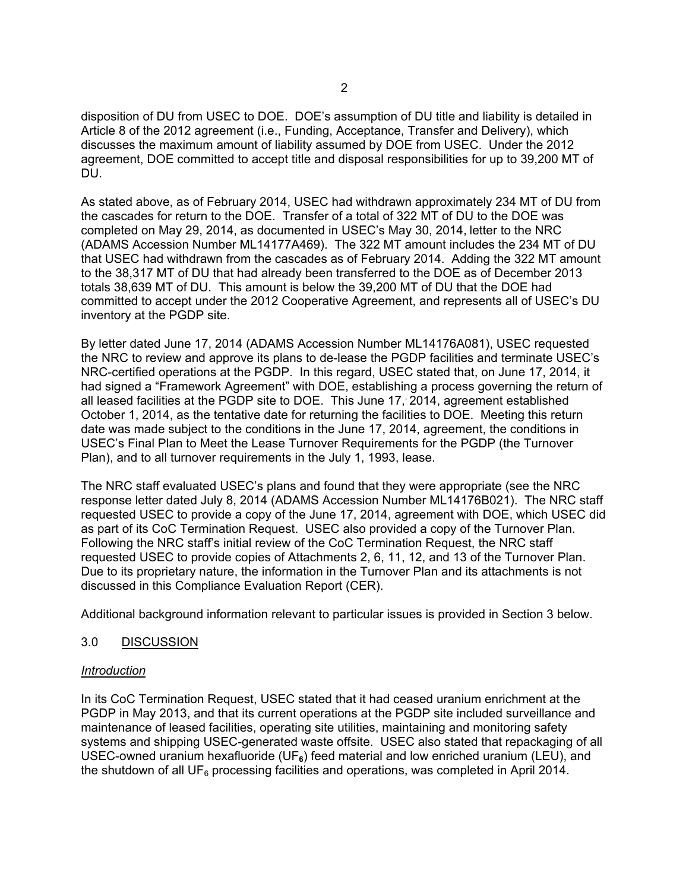disposition of DU from USEC to DOE. DOE's assumption of DU title and liability is detailed in Article 8 of the 2012 agreement (i.e., Funding, Acceptance, Transfer and Delivery), which discusses the maximum amount of liability assumed by DOE from USEC. Under the 2012 agreement, DOE committed to accept title and disposal responsibilities for up to 39,200 MT of DU.

As stated above, as of February 2014, USEC had withdrawn approximately 234 MT of DU from the cascades for return to the DOE. Transfer of a total of 322 MT of DU to the DOE was completed on May 29, 2014, as documented in USEC's May 30, 2014, letter to the NRC (ADAMS Accession Number ML14177A469). The 322 MT amount includes the 234 MT of DU that USEC had withdrawn from the cascades as of February 2014. Adding the 322 MT amount to the 38,317 MT of DU that had already been transferred to the DOE as of December 2013 totals 38,639 MT of DU. This amount is below the 39,200 MT of DU that the DOE had committed to accept under the 2012 Cooperative Agreement, and represents all of USEC's DU inventory at the PGDP site.

By letter dated June 17, 2014 (ADAMS Accession Number ML14176A081), USEC requested the NRC to review and approve its plans to de-lease the PGDP facilities and terminate USEC's NRC-certified operations at the PGDP. In this regard, USEC stated that, on June 17, 2014, it had signed a "Framework Agreement" with DOE, establishing a process governing the return of all leased facilities at the PGDP site to DOE. This June 17, 2014, agreement established October 1, 2014, as the tentative date for returning the facilities to DOE. Meeting this return date was made subject to the conditions in the June 17, 2014, agreement, the conditions in USEC's Final Plan to Meet the Lease Turnover Requirements for the PGDP (the Turnover Plan), and to all turnover requirements in the July 1, 1993, lease.

The NRC staff evaluated USEC's plans and found that they were appropriate (see the NRC response letter dated July 8, 2014 (ADAMS Accession Number ML14176B021). The NRC staff requested USEC to provide a copy of the June 17, 2014, agreement with DOE, which USEC did as part of its CoC Termination Request. USEC also provided a copy of the Turnover Plan. Following the NRC staff's initial review of the CoC Termination Request, the NRC staff requested USEC to provide copies of Attachments 2, 6, 11, 12, and 13 of the Turnover Plan. Due to its proprietary nature, the information in the Turnover Plan and its attachments is not discussed in this Compliance Evaluation Report (CER).

Additional background information relevant to particular issues is provided in Section 3 below.

## 3.0 DISCUSSION

### *Introduction*

In its CoC Termination Request, USEC stated that it had ceased uranium enrichment at the PGDP in May 2013, and that its current operations at the PGDP site included surveillance and maintenance of leased facilities, operating site utilities, maintaining and monitoring safety systems and shipping USEC-generated waste offsite. USEC also stated that repackaging of all USEC-owned uranium hexafluoride ($UF_6$) feed material and low enriched uranium (LEU), and the shutdown of all $UF_6$ processing facilities and operations, was completed in April 2014.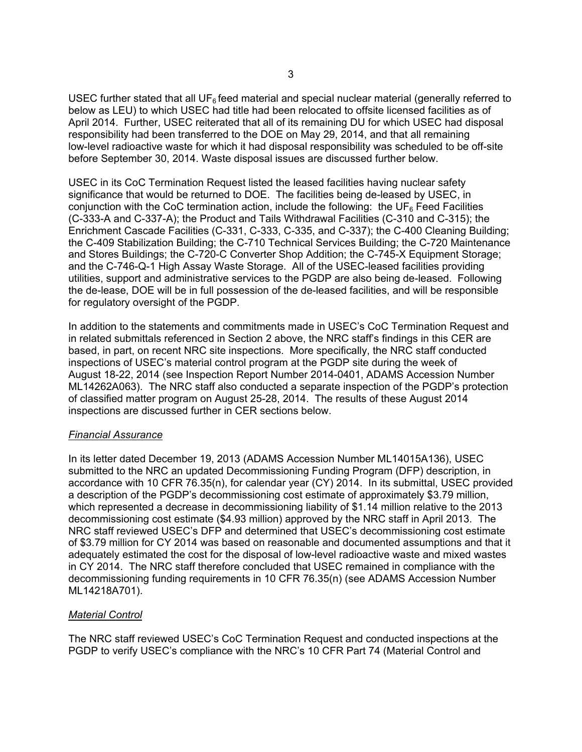USEC further stated that all $UF_6$ feed material and special nuclear material (generally referred to below as LEU) to which USEC had title had been relocated to offsite licensed facilities as of April 2014. Further, USEC reiterated that all of its remaining DU for which USEC had disposal responsibility had been transferred to the DOE on May 29, 2014, and that all remaining low-level radioactive waste for which it had disposal responsibility was scheduled to be off-site before September 30, 2014. Waste disposal issues are discussed further below.

USEC in its CoC Termination Request listed the leased facilities having nuclear safety significance that would be returned to DOE. The facilities being de-leased by USEC, in conjunction with the CoC termination action, include the following: the $UF_6$ Feed Facilities (C-333-A and C-337-A); the Product and Tails Withdrawal Facilities (C-310 and C-315); the Enrichment Cascade Facilities (C-331, C-333, C-335, and C-337); the C-400 Cleaning Building; the C-409 Stabilization Building; the C-710 Technical Services Building; the C-720 Maintenance and Stores Buildings; the C-720-C Converter Shop Addition; the C-745-X Equipment Storage; and the C-746-Q-1 High Assay Waste Storage. All of the USEC-leased facilities providing utilities, support and administrative services to the PGDP are also being de-leased. Following the de-lease, DOE will be in full possession of the de-leased facilities, and will be responsible for regulatory oversight of the PGDP.

In addition to the statements and commitments made in USEC's CoC Termination Request and in related submittals referenced in Section 2 above, the NRC staff's findings in this CER are based, in part, on recent NRC site inspections. More specifically, the NRC staff conducted inspections of USEC's material control program at the PGDP site during the week of August 18-22, 2014 (see Inspection Report Number 2014-0401, ADAMS Accession Number ML14262A063). The NRC staff also conducted a separate inspection of the PGDP's protection of classified matter program on August 25-28, 2014. The results of these August 2014 inspections are discussed further in CER sections below.

*Financial Assurance*

In its letter dated December 19, 2013 (ADAMS Accession Number ML14015A136), USEC submitted to the NRC an updated Decommissioning Funding Program (DFP) description, in accordance with 10 CFR 76.35(n), for calendar year (CY) 2014. In its submittal, USEC provided a description of the PGDP's decommissioning cost estimate of approximately $3.79 million, which represented a decrease in decommissioning liability of $1.14 million relative to the 2013 decommissioning cost estimate ($4.93 million) approved by the NRC staff in April 2013. The NRC staff reviewed USEC's DFP and determined that USEC's decommissioning cost estimate of $3.79 million for CY 2014 was based on reasonable and documented assumptions and that it adequately estimated the cost for the disposal of low-level radioactive waste and mixed wastes in CY 2014. The NRC staff therefore concluded that USEC remained in compliance with the decommissioning funding requirements in 10 CFR 76.35(n) (see ADAMS Accession Number ML14218A701).

*Material Control*

The NRC staff reviewed USEC's CoC Termination Request and conducted inspections at the PGDP to verify USEC's compliance with the NRC's 10 CFR Part 74 (Material Control and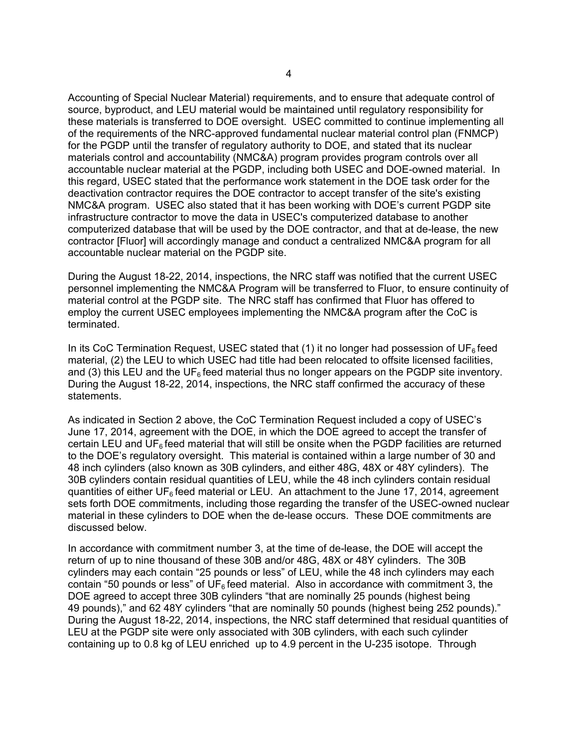Accounting of Special Nuclear Material) requirements, and to ensure that adequate control of source, byproduct, and LEU material would be maintained until regulatory responsibility for these materials is transferred to DOE oversight. USEC committed to continue implementing all of the requirements of the NRC-approved fundamental nuclear material control plan (FNMCP) for the PGDP until the transfer of regulatory authority to DOE, and stated that its nuclear materials control and accountability (NMC&A) program provides program controls over all accountable nuclear material at the PGDP, including both USEC and DOE-owned material. In this regard, USEC stated that the performance work statement in the DOE task order for the deactivation contractor requires the DOE contractor to accept transfer of the site's existing NMC&A program. USEC also stated that it has been working with DOE's current PGDP site infrastructure contractor to move the data in USEC's computerized database to another computerized database that will be used by the DOE contractor, and that at de-lease, the new contractor [Fluor] will accordingly manage and conduct a centralized NMC&A program for all accountable nuclear material on the PGDP site.

During the August 18-22, 2014, inspections, the NRC staff was notified that the current USEC personnel implementing the NMC&A Program will be transferred to Fluor, to ensure continuity of material control at the PGDP site. The NRC staff has confirmed that Fluor has offered to employ the current USEC employees implementing the NMC&A program after the CoC is terminated.

In its CoC Termination Request, USEC stated that (1) it no longer had possession of $UF_6$ feed material, (2) the LEU to which USEC had title had been relocated to offsite licensed facilities, and (3) this LEU and the $UF_6$ feed material thus no longer appears on the PGDP site inventory. During the August 18-22, 2014, inspections, the NRC staff confirmed the accuracy of these statements.

As indicated in Section 2 above, the CoC Termination Request included a copy of USEC's June 17, 2014, agreement with the DOE, in which the DOE agreed to accept the transfer of certain LEU and $UF_6$ feed material that will still be onsite when the PGDP facilities are returned to the DOE's regulatory oversight. This material is contained within a large number of 30 and 48 inch cylinders (also known as 30B cylinders, and either 48G, 48X or 48Y cylinders). The 30B cylinders contain residual quantities of LEU, while the 48 inch cylinders contain residual quantities of either $UF_6$ feed material or LEU. An attachment to the June 17, 2014, agreement sets forth DOE commitments, including those regarding the transfer of the USEC-owned nuclear material in these cylinders to DOE when the de-lease occurs. These DOE commitments are discussed below.

In accordance with commitment number 3, at the time of de-lease, the DOE will accept the return of up to nine thousand of these 30B and/or 48G, 48X or 48Y cylinders. The 30B cylinders may each contain "25 pounds or less" of LEU, while the 48 inch cylinders may each contain "50 pounds or less" of $UF_6$ feed material. Also in accordance with commitment 3, the DOE agreed to accept three 30B cylinders "that are nominally 25 pounds (highest being 49 pounds)," and 62 48Y cylinders "that are nominally 50 pounds (highest being 252 pounds)." During the August 18-22, 2014, inspections, the NRC staff determined that residual quantities of LEU at the PGDP site were only associated with 30B cylinders, with each such cylinder containing up to 0.8 kg of LEU enriched up to 4.9 percent in the U-235 isotope. Through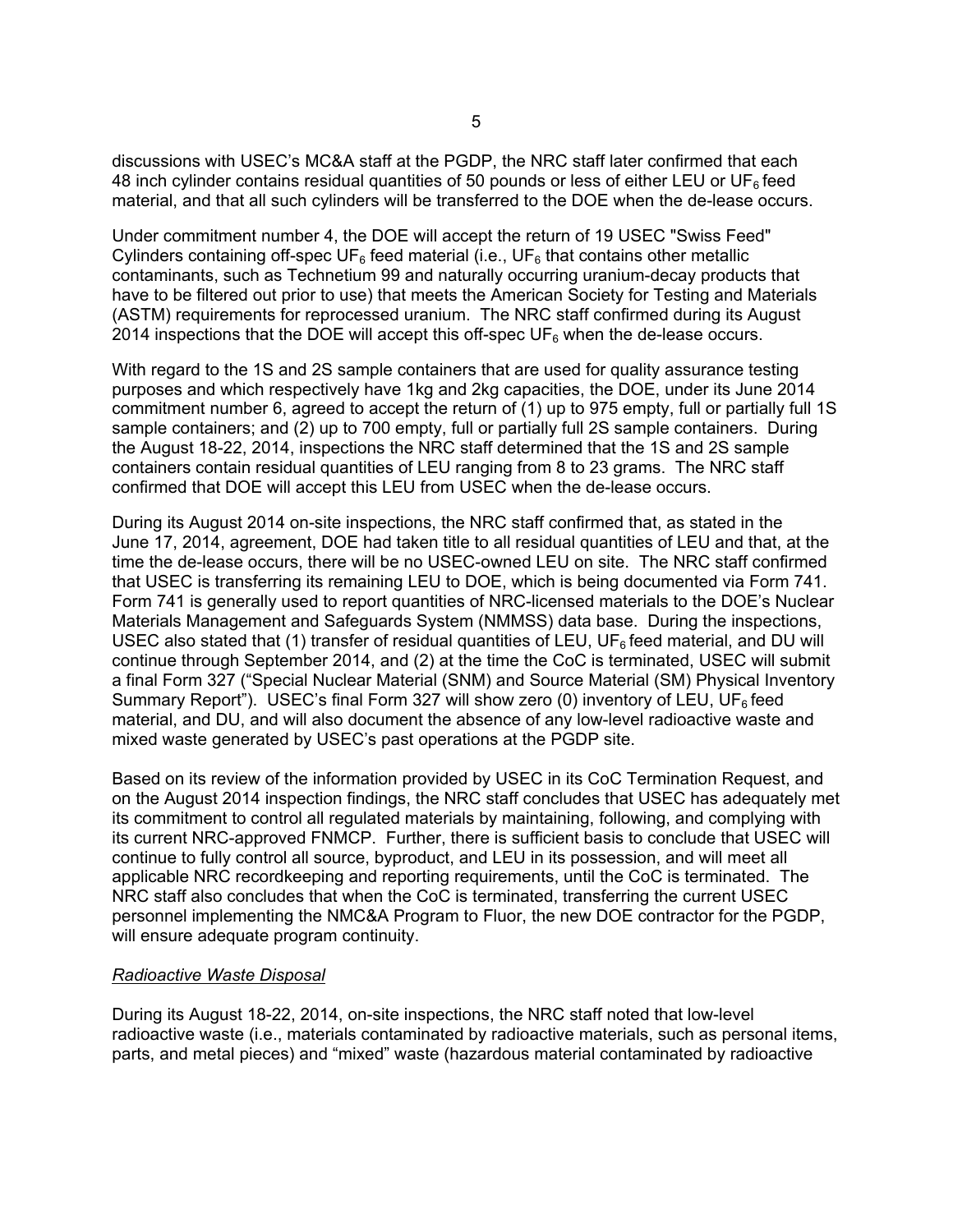discussions with USEC's MC&A staff at the PGDP, the NRC staff later confirmed that each 48 inch cylinder contains residual quantities of 50 pounds or less of either LEU or $UF_6$ feed material, and that all such cylinders will be transferred to the DOE when the de-lease occurs.

Under commitment number 4, the DOE will accept the return of 19 USEC "Swiss Feed" Cylinders containing off-spec $UF_6$ feed material (i.e., $UF_6$ that contains other metallic contaminants, such as Technetium 99 and naturally occurring uranium-decay products that have to be filtered out prior to use) that meets the American Society for Testing and Materials (ASTM) requirements for reprocessed uranium. The NRC staff confirmed during its August 2014 inspections that the DOE will accept this off-spec $UF_6$ when the de-lease occurs.

With regard to the 1S and 2S sample containers that are used for quality assurance testing purposes and which respectively have 1kg and 2kg capacities, the DOE, under its June 2014 commitment number 6, agreed to accept the return of (1) up to 975 empty, full or partially full 1S sample containers; and (2) up to 700 empty, full or partially full 2S sample containers. During the August 18-22, 2014, inspections the NRC staff determined that the 1S and 2S sample containers contain residual quantities of LEU ranging from 8 to 23 grams. The NRC staff confirmed that DOE will accept this LEU from USEC when the de-lease occurs.

During its August 2014 on-site inspections, the NRC staff confirmed that, as stated in the June 17, 2014, agreement, DOE had taken title to all residual quantities of LEU and that, at the time the de-lease occurs, there will be no USEC-owned LEU on site. The NRC staff confirmed that USEC is transferring its remaining LEU to DOE, which is being documented via Form 741. Form 741 is generally used to report quantities of NRC-licensed materials to the DOE's Nuclear Materials Management and Safeguards System (NMMSS) data base. During the inspections, USEC also stated that (1) transfer of residual quantities of LEU, $UF_6$ feed material, and DU will continue through September 2014, and (2) at the time the CoC is terminated, USEC will submit a final Form 327 ("Special Nuclear Material (SNM) and Source Material (SM) Physical Inventory Summary Report"). USEC's final Form 327 will show zero (0) inventory of LEU, $UF_6$ feed material, and DU, and will also document the absence of any low-level radioactive waste and mixed waste generated by USEC's past operations at the PGDP site.

Based on its review of the information provided by USEC in its CoC Termination Request, and on the August 2014 inspection findings, the NRC staff concludes that USEC has adequately met its commitment to control all regulated materials by maintaining, following, and complying with its current NRC-approved FNMCP. Further, there is sufficient basis to conclude that USEC will continue to fully control all source, byproduct, and LEU in its possession, and will meet all applicable NRC recordkeeping and reporting requirements, until the CoC is terminated. The NRC staff also concludes that when the CoC is terminated, transferring the current USEC personnel implementing the NMC&A Program to Fluor, the new DOE contractor for the PGDP, will ensure adequate program continuity.

*Radioactive Waste Disposal*

During its August 18-22, 2014, on-site inspections, the NRC staff noted that low-level radioactive waste (i.e., materials contaminated by radioactive materials, such as personal items, parts, and metal pieces) and "mixed" waste (hazardous material contaminated by radioactive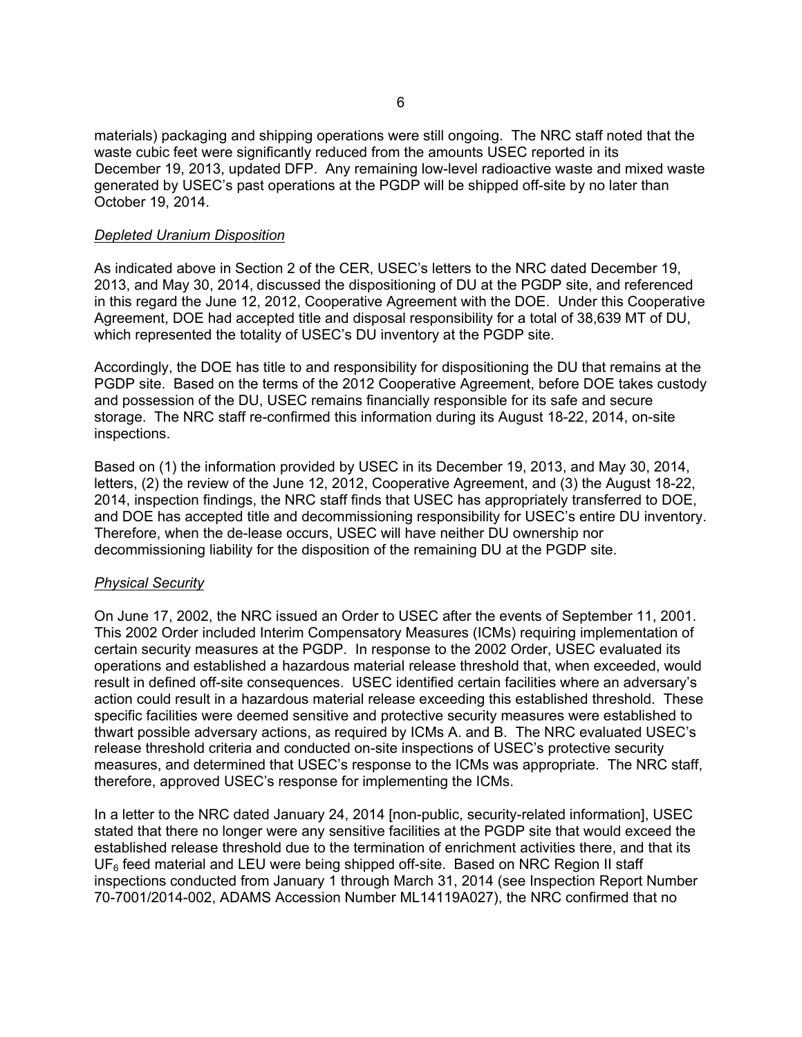materials) packaging and shipping operations were still ongoing. The NRC staff noted that the waste cubic feet were significantly reduced from the amounts USEC reported in its December 19, 2013, updated DFP. Any remaining low-level radioactive waste and mixed waste generated by USEC's past operations at the PGDP will be shipped off-site by no later than October 19, 2014.

*Depleted Uranium Disposition*

As indicated above in Section 2 of the CER, USEC's letters to the NRC dated December 19, 2013, and May 30, 2014, discussed the dispositioning of DU at the PGDP site, and referenced in this regard the June 12, 2012, Cooperative Agreement with the DOE. Under this Cooperative Agreement, DOE had accepted title and disposal responsibility for a total of 38,639 MT of DU, which represented the totality of USEC's DU inventory at the PGDP site.

Accordingly, the DOE has title to and responsibility for dispositioning the DU that remains at the PGDP site. Based on the terms of the 2012 Cooperative Agreement, before DOE takes custody and possession of the DU, USEC remains financially responsible for its safe and secure storage. The NRC staff re-confirmed this information during its August 18-22, 2014, on-site inspections.

Based on (1) the information provided by USEC in its December 19, 2013, and May 30, 2014, letters, (2) the review of the June 12, 2012, Cooperative Agreement, and (3) the August 18-22, 2014, inspection findings, the NRC staff finds that USEC has appropriately transferred to DOE, and DOE has accepted title and decommissioning responsibility for USEC's entire DU inventory. Therefore, when the de-lease occurs, USEC will have neither DU ownership nor decommissioning liability for the disposition of the remaining DU at the PGDP site.

*Physical Security*

On June 17, 2002, the NRC issued an Order to USEC after the events of September 11, 2001. This 2002 Order included Interim Compensatory Measures (ICMs) requiring implementation of certain security measures at the PGDP. In response to the 2002 Order, USEC evaluated its operations and established a hazardous material release threshold that, when exceeded, would result in defined off-site consequences. USEC identified certain facilities where an adversary's action could result in a hazardous material release exceeding this established threshold. These specific facilities were deemed sensitive and protective security measures were established to thwart possible adversary actions, as required by ICMs A. and B. The NRC evaluated USEC's release threshold criteria and conducted on-site inspections of USEC's protective security measures, and determined that USEC's response to the ICMs was appropriate. The NRC staff, therefore, approved USEC's response for implementing the ICMs.

In a letter to the NRC dated January 24, 2014 [non-public, security-related information], USEC stated that there no longer were any sensitive facilities at the PGDP site that would exceed the established release threshold due to the termination of enrichment activities there, and that its $UF_6$ feed material and LEU were being shipped off-site. Based on NRC Region II staff inspections conducted from January 1 through March 31, 2014 (see Inspection Report Number 70-7001/2014-002, ADAMS Accession Number ML14119A027), the NRC confirmed that no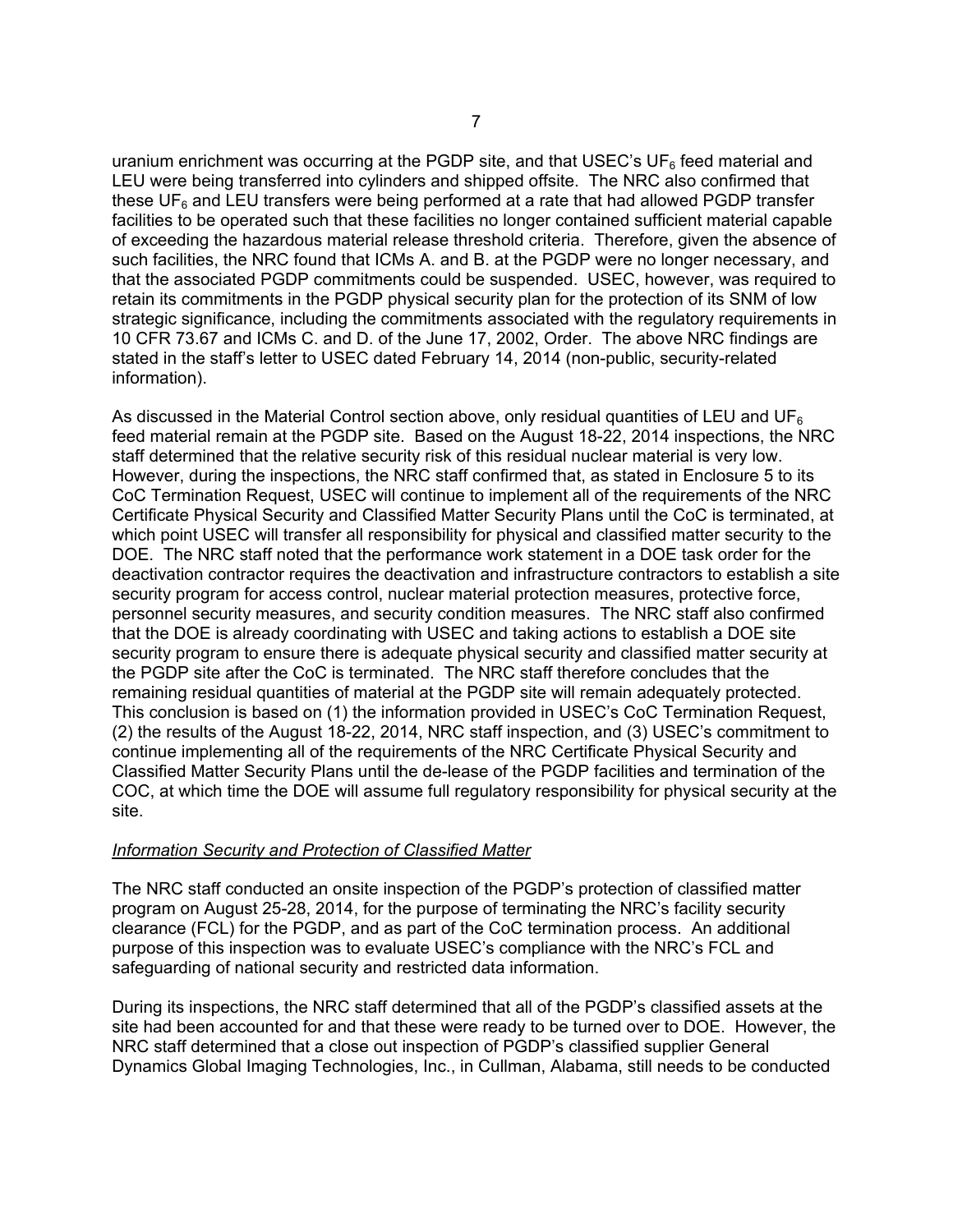uranium enrichment was occurring at the PGDP site, and that USEC's $UF_6$ feed material and LEU were being transferred into cylinders and shipped offsite. The NRC also confirmed that these $UF_6$ and LEU transfers were being performed at a rate that had allowed PGDP transfer facilities to be operated such that these facilities no longer contained sufficient material capable of exceeding the hazardous material release threshold criteria. Therefore, given the absence of such facilities, the NRC found that ICMs A. and B. at the PGDP were no longer necessary, and that the associated PGDP commitments could be suspended. USEC, however, was required to retain its commitments in the PGDP physical security plan for the protection of its SNM of low strategic significance, including the commitments associated with the regulatory requirements in 10 CFR 73.67 and ICMs C. and D. of the June 17, 2002, Order. The above NRC findings are stated in the staff's letter to USEC dated February 14, 2014 (non-public, security-related information).

As discussed in the Material Control section above, only residual quantities of LEU and $UF_6$ feed material remain at the PGDP site. Based on the August 18-22, 2014 inspections, the NRC staff determined that the relative security risk of this residual nuclear material is very low. However, during the inspections, the NRC staff confirmed that, as stated in Enclosure 5 to its CoC Termination Request, USEC will continue to implement all of the requirements of the NRC Certificate Physical Security and Classified Matter Security Plans until the CoC is terminated, at which point USEC will transfer all responsibility for physical and classified matter security to the DOE. The NRC staff noted that the performance work statement in a DOE task order for the deactivation contractor requires the deactivation and infrastructure contractors to establish a site security program for access control, nuclear material protection measures, protective force, personnel security measures, and security condition measures. The NRC staff also confirmed that the DOE is already coordinating with USEC and taking actions to establish a DOE site security program to ensure there is adequate physical security and classified matter security at the PGDP site after the CoC is terminated. The NRC staff therefore concludes that the remaining residual quantities of material at the PGDP site will remain adequately protected. This conclusion is based on (1) the information provided in USEC's CoC Termination Request, (2) the results of the August 18-22, 2014, NRC staff inspection, and (3) USEC's commitment to continue implementing all of the requirements of the NRC Certificate Physical Security and Classified Matter Security Plans until the de-lease of the PGDP facilities and termination of the COC, at which time the DOE will assume full regulatory responsibility for physical security at the site.

*Information Security and Protection of Classified Matter*

The NRC staff conducted an onsite inspection of the PGDP's protection of classified matter program on August 25-28, 2014, for the purpose of terminating the NRC's facility security clearance (FCL) for the PGDP, and as part of the CoC termination process. An additional purpose of this inspection was to evaluate USEC's compliance with the NRC's FCL and safeguarding of national security and restricted data information.

During its inspections, the NRC staff determined that all of the PGDP's classified assets at the site had been accounted for and that these were ready to be turned over to DOE. However, the NRC staff determined that a close out inspection of PGDP's classified supplier General Dynamics Global Imaging Technologies, Inc., in Cullman, Alabama, still needs to be conducted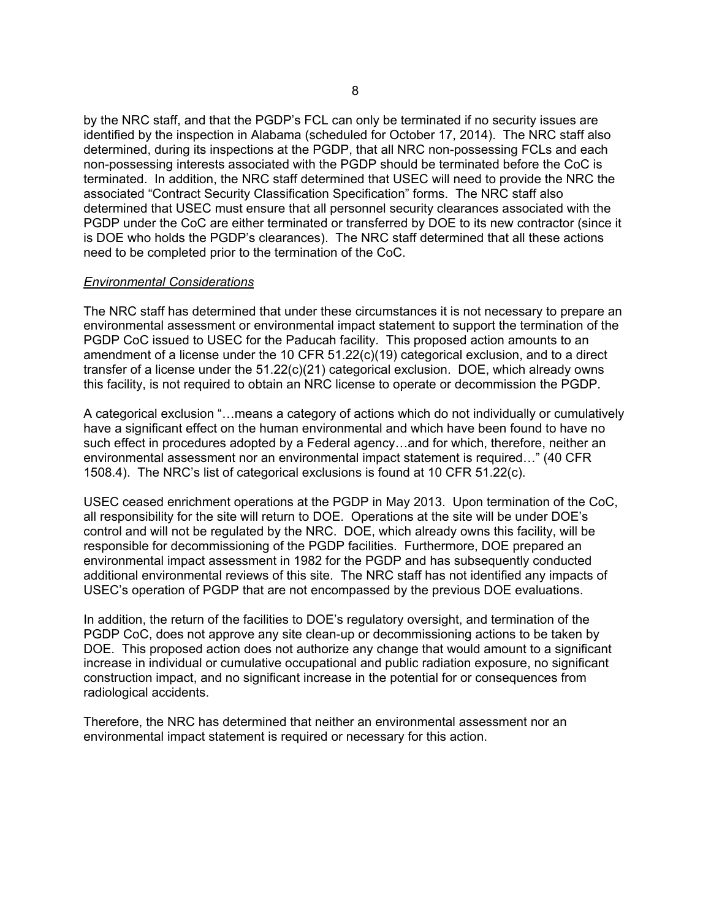by the NRC staff, and that the PGDP's FCL can only be terminated if no security issues are identified by the inspection in Alabama (scheduled for October 17, 2014). The NRC staff also determined, during its inspections at the PGDP, that all NRC non-possessing FCLs and each non-possessing interests associated with the PGDP should be terminated before the CoC is terminated. In addition, the NRC staff determined that USEC will need to provide the NRC the associated "Contract Security Classification Specification" forms. The NRC staff also determined that USEC must ensure that all personnel security clearances associated with the PGDP under the CoC are either terminated or transferred by DOE to its new contractor (since it is DOE who holds the PGDP's clearances). The NRC staff determined that all these actions need to be completed prior to the termination of the CoC.

*Environmental Considerations*

The NRC staff has determined that under these circumstances it is not necessary to prepare an environmental assessment or environmental impact statement to support the termination of the PGDP CoC issued to USEC for the Paducah facility. This proposed action amounts to an amendment of a license under the 10 CFR 51.22(c)(19) categorical exclusion, and to a direct transfer of a license under the 51.22(c)(21) categorical exclusion. DOE, which already owns this facility, is not required to obtain an NRC license to operate or decommission the PGDP.

A categorical exclusion "…means a category of actions which do not individually or cumulatively have a significant effect on the human environmental and which have been found to have no such effect in procedures adopted by a Federal agency…and for which, therefore, neither an environmental assessment nor an environmental impact statement is required…" (40 CFR 1508.4). The NRC's list of categorical exclusions is found at 10 CFR 51.22(c).

USEC ceased enrichment operations at the PGDP in May 2013. Upon termination of the CoC, all responsibility for the site will return to DOE. Operations at the site will be under DOE's control and will not be regulated by the NRC. DOE, which already owns this facility, will be responsible for decommissioning of the PGDP facilities. Furthermore, DOE prepared an environmental impact assessment in 1982 for the PGDP and has subsequently conducted additional environmental reviews of this site. The NRC staff has not identified any impacts of USEC's operation of PGDP that are not encompassed by the previous DOE evaluations.

In addition, the return of the facilities to DOE's regulatory oversight, and termination of the PGDP CoC, does not approve any site clean-up or decommissioning actions to be taken by DOE. This proposed action does not authorize any change that would amount to a significant increase in individual or cumulative occupational and public radiation exposure, no significant construction impact, and no significant increase in the potential for or consequences from radiological accidents.

Therefore, the NRC has determined that neither an environmental assessment nor an environmental impact statement is required or necessary for this action.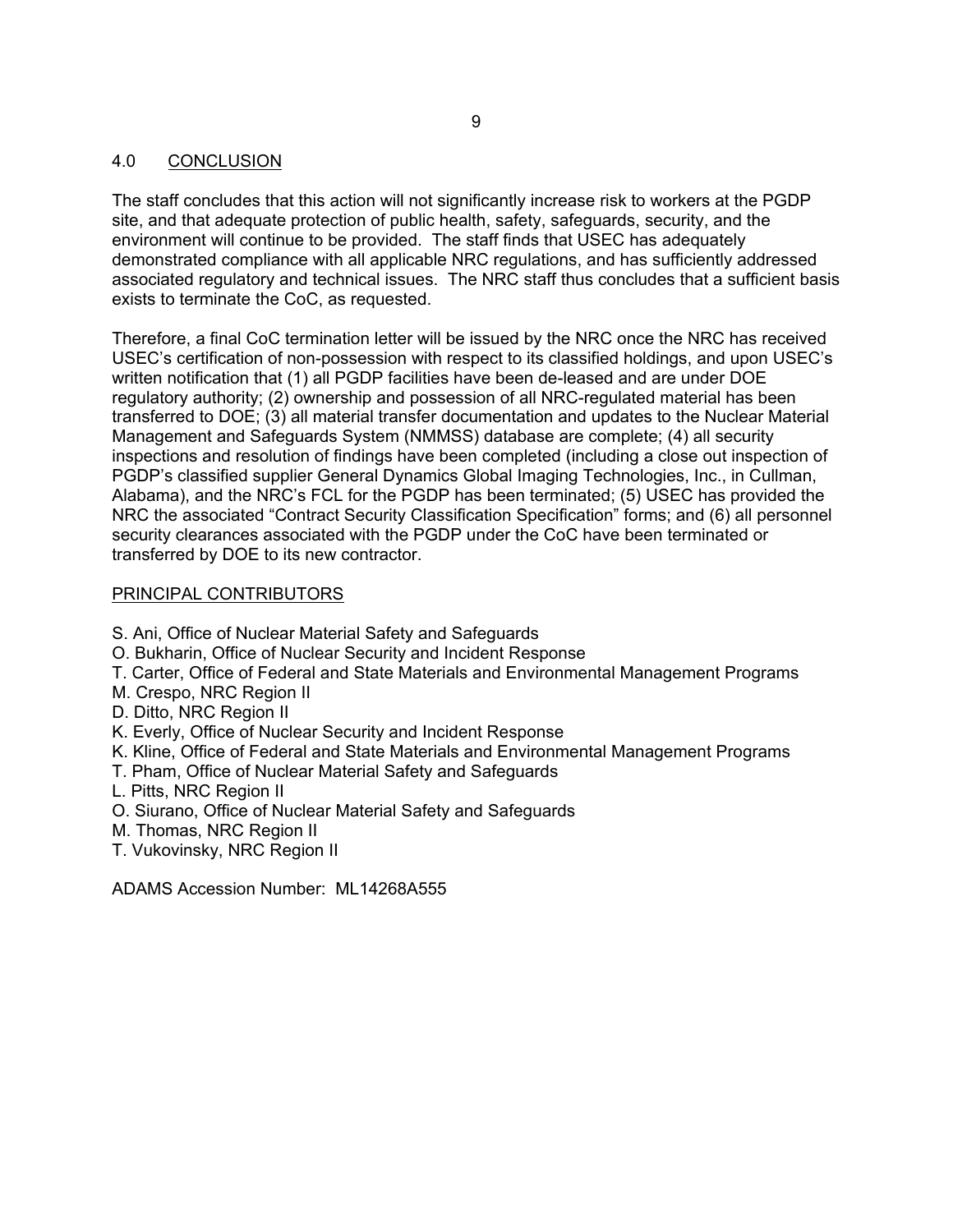## 4.0 CONCLUSION

The staff concludes that this action will not significantly increase risk to workers at the PGDP site, and that adequate protection of public health, safety, safeguards, security, and the environment will continue to be provided. The staff finds that USEC has adequately demonstrated compliance with all applicable NRC regulations, and has sufficiently addressed associated regulatory and technical issues. The NRC staff thus concludes that a sufficient basis exists to terminate the CoC, as requested.

Therefore, a final CoC termination letter will be issued by the NRC once the NRC has received USEC's certification of non-possession with respect to its classified holdings, and upon USEC's written notification that (1) all PGDP facilities have been de-leased and are under DOE regulatory authority; (2) ownership and possession of all NRC-regulated material has been transferred to DOE; (3) all material transfer documentation and updates to the Nuclear Material Management and Safeguards System (NMMSS) database are complete; (4) all security inspections and resolution of findings have been completed (including a close out inspection of PGDP's classified supplier General Dynamics Global Imaging Technologies, Inc., in Cullman, Alabama), and the NRC's FCL for the PGDP has been terminated; (5) USEC has provided the NRC the associated "Contract Security Classification Specification" forms; and (6) all personnel security clearances associated with the PGDP under the CoC have been terminated or transferred by DOE to its new contractor.

## PRINCIPAL CONTRIBUTORS

S. Ani, Office of Nuclear Material Safety and Safeguards
O. Bukharin, Office of Nuclear Security and Incident Response
T. Carter, Office of Federal and State Materials and Environmental Management Programs
M. Crespo, NRC Region II
D. Ditto, NRC Region II
K. Everly, Office of Nuclear Security and Incident Response
K. Kline, Office of Federal and State Materials and Environmental Management Programs
T. Pham, Office of Nuclear Material Safety and Safeguards
L. Pitts, NRC Region II
O. Siurano, Office of Nuclear Material Safety and Safeguards
M. Thomas, NRC Region II
T. Vukovinsky, NRC Region II

ADAMS Accession Number: ML14268A555